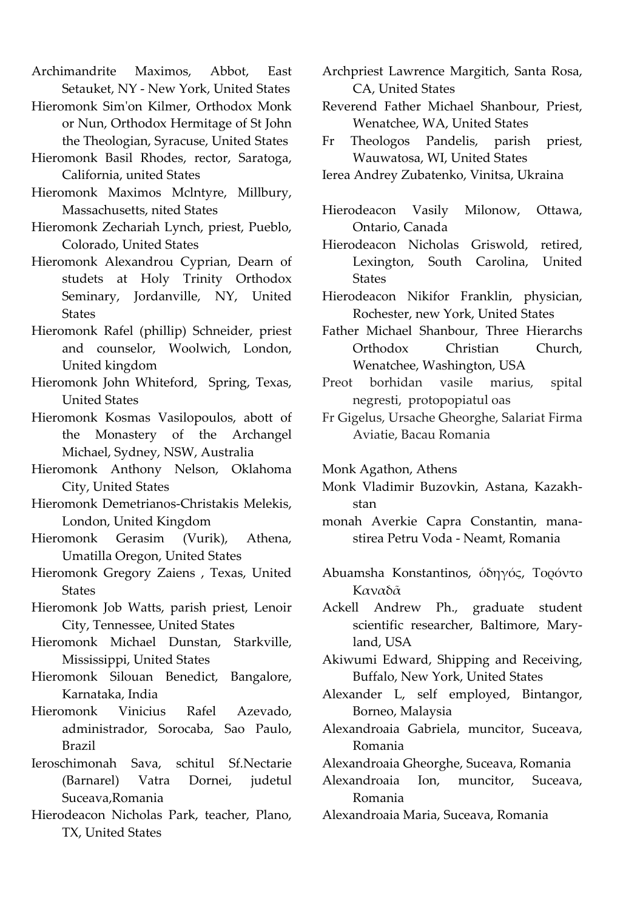Archimandrite Maximos, Abbot, East Setauket, NY - New York, United States
Hieromonk Sim'on Kilmer, Orthodox Monk or Nun, Orthodox Hermitage of St John the Theologian, Syracuse, United States
Hieromonk Basil Rhodes, rector, Saratoga, California, united States
Hieromonk Maximos Mclntyre, Millbury, Massachusetts, nited States
Hieromonk Zechariah Lynch, priest, Pueblo, Colorado, United States
Hieromonk Alexandrou Cyprian, Dearn of studets at Holy Trinity Orthodox Seminary, Jordanville, NY, United States
Hieromonk Rafel (phillip) Schneider, priest and counselor, Woolwich, London, United kingdom
Hieromonk John Whiteford, Spring, Texas, United States
Hieromonk Kosmas Vasilopoulos, abott of the Monastery of the Archangel Michael, Sydney, NSW, Australia
Hieromonk Anthony Nelson, Oklahoma City, United States
Hieromonk Demetrianos-Christakis Melekis, London, United Kingdom
Hieromonk Gerasim (Vurik), Athena, Umatilla Oregon, United States
Hieromonk Gregory Zaiens , Texas, United States
Hieromonk Job Watts, parish priest, Lenoir City, Tennessee, United States
Hieromonk Michael Dunstan, Starkville, Mississippi, United States
Hieromonk Silouan Benedict, Bangalore, Karnataka, India
Hieromonk Vinicius Rafel Azevado, administrador, Sorocaba, Sao Paulo, Brazil
Ieroschimonah Sava, schitul Sf.Nectarie (Barnarel) Vatra Dornei, judetul Suceava,Romania
Hierodeacon Nicholas Park, teacher, Plano, TX, United States
Archpriest Lawrence Margitich, Santa Rosa, CA, United States
Reverend Father Michael Shanbour, Priest, Wenatchee, WA, United States
Fr Theologos Pandelis, parish priest, Wauwatosa, WI, United States
Ierea Andrey Zubatenko, Vinitsa, Ukraina

Hierodeacon Vasily Milonow, Ottawa, Ontario, Canada
Hierodeacon Nicholas Griswold, retired, Lexington, South Carolina, United States
Hierodeacon Nikifor Franklin, physician, Rochester, new York, United States
Father Michael Shanbour, Three Hierarchs Orthodox Christian Church, Wenatchee, Washington, USA
Preot borhidan vasile marius, spital negresti, protopopiatul oas
Fr Gigelus, Ursache Gheorghe, Salariat Firma Aviatie, Bacau Romania

Monk Agathon, Athens
Monk Vladimir Buzovkin, Astana, Kazakhstan
monah Averkie Capra Constantin, manastirea Petru Voda - Neamt, Romania

Abuamsha Konstantinos, ὁδηγός, Τορόντο Καναδᾶ
Ackell Andrew Ph., graduate student scientific researcher, Baltimore, Maryland, USA
Akiwumi Edward, Shipping and Receiving, Buffalo, New York, United States
Alexander L, self employed, Bintangor, Borneo, Malaysia
Alexandroaia Gabriela, muncitor, Suceava, Romania
Alexandroaia Gheorghe, Suceava, Romania
Alexandroaia Ion, muncitor, Suceava, Romania
Alexandroaia Maria, Suceava, Romania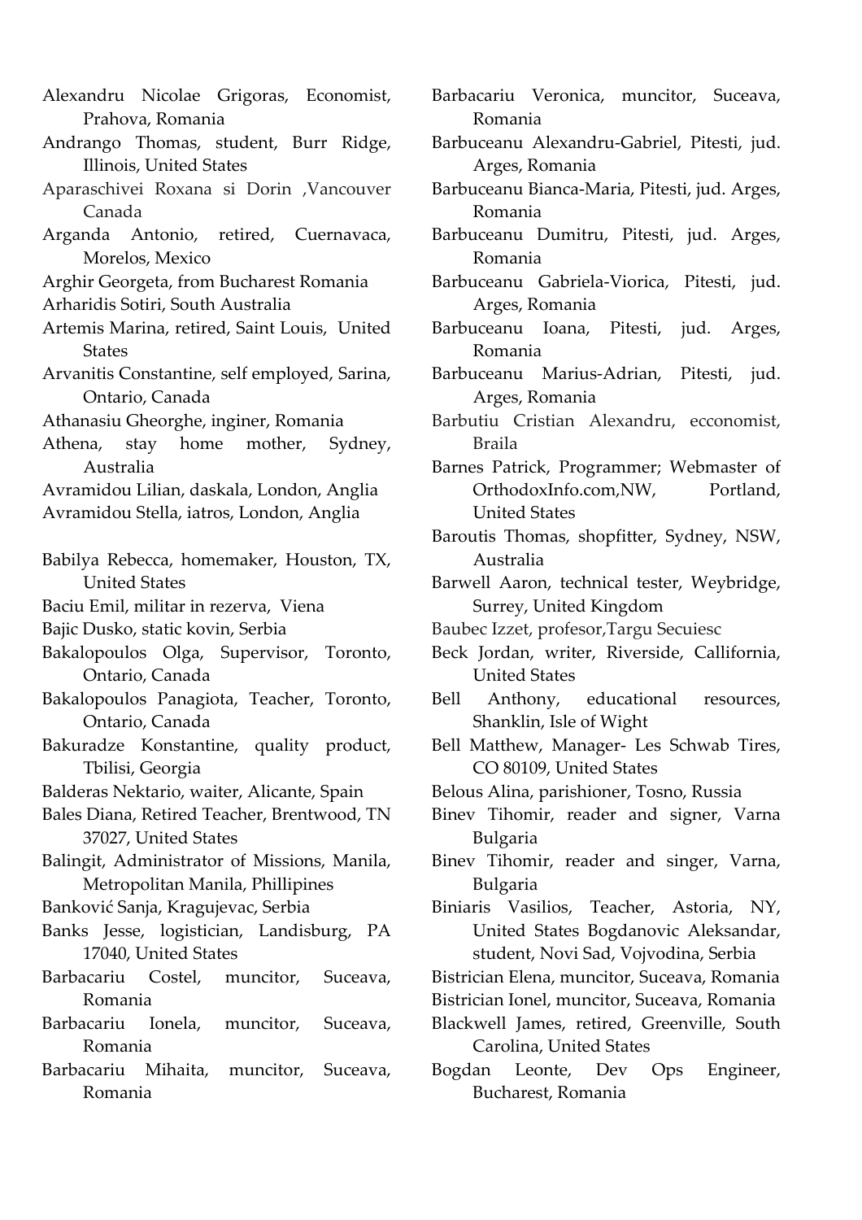Alexandru Nicolae Grigoras, Economist, Prahova, Romania

Andrango Thomas, student, Burr Ridge, Illinois, United States

Aparaschivei Roxana si Dorin ,Vancouver Canada

Arganda Antonio, retired, Cuernavaca, Morelos, Mexico

Arghir Georgeta, from Bucharest Romania

Arharidis Sotiri, South Australia

Artemis Marina, retired, Saint Louis, United States

Arvanitis Constantine, self employed, Sarina, Ontario, Canada

Athanasiu Gheorghe, inginer, Romania

Athena, stay home mother, Sydney, Australia

Avramidou Lilian, daskala, London, Anglia

Avramidou Stella, iatros, London, Anglia

Babilya Rebecca, homemaker, Houston, TX, United States

Baciu Emil, militar in rezerva, Viena

Bajic Dusko, static kovin, Serbia

Bakalopoulos Olga, Supervisor, Toronto, Ontario, Canada

Bakalopoulos Panagiota, Teacher, Toronto, Ontario, Canada

Bakuradze Konstantine, quality product, Tbilisi, Georgia

Balderas Nektario, waiter, Alicante, Spain

Bales Diana, Retired Teacher, Brentwood, TN 37027, United States

Balingit, Administrator of Missions, Manila, Metropolitan Manila, Phillipines

Banković Sanja, Kragujevac, Serbia

Banks Jesse, logistician, Landisburg, PA 17040, United States

Barbacariu Costel, muncitor, Suceava, Romania

Barbacariu Ionela, muncitor, Suceava, Romania

Barbacariu Mihaita, muncitor, Suceava, Romania

Barbacariu Veronica, muncitor, Suceava, Romania

Barbuceanu Alexandru-Gabriel, Pitesti, jud. Arges, Romania

Barbuceanu Bianca-Maria, Pitesti, jud. Arges, Romania

Barbuceanu Dumitru, Pitesti, jud. Arges, Romania

Barbuceanu Gabriela-Viorica, Pitesti, jud. Arges, Romania

Barbuceanu Ioana, Pitesti, jud. Arges, Romania

Barbuceanu Marius-Adrian, Pitesti, jud. Arges, Romania

Barbutiu Cristian Alexandru, ecconomist, Braila

Barnes Patrick, Programmer; Webmaster of OrthodoxInfo.com,NW, Portland, United States

Baroutis Thomas, shopfitter, Sydney, NSW, Australia

Barwell Aaron, technical tester, Weybridge, Surrey, United Kingdom

Baubec Izzet, profesor,Targu Secuiesc

Beck Jordan, writer, Riverside, Callifornia, United States

Bell Anthony, educational resources, Shanklin, Isle of Wight

Bell Matthew, Manager- Les Schwab Tires, CO 80109, United States

Belous Alina, parishioner, Tosno, Russia

Binev Tihomir, reader and signer, Varna Bulgaria

Binev Tihomir, reader and singer, Varna, Bulgaria

Biniaris Vasilios, Teacher, Astoria, NY, United States Bogdanovic Aleksandar, student, Novi Sad, Vojvodina, Serbia

Bistrician Elena, muncitor, Suceava, Romania

Bistrician Ionel, muncitor, Suceava, Romania

Blackwell James, retired, Greenville, South Carolina, United States

Bogdan Leonte, Dev Ops Engineer, Bucharest, Romania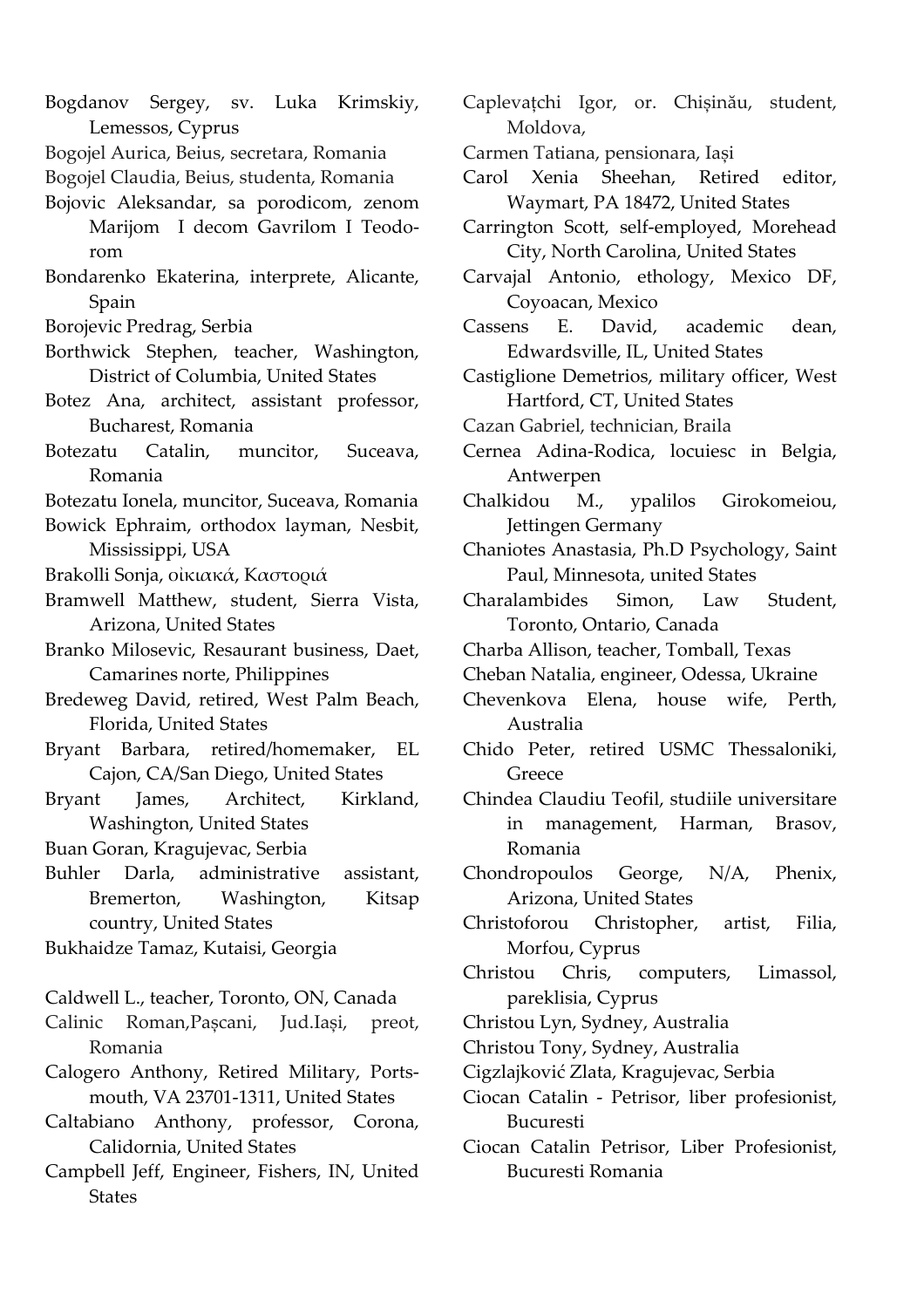Bogdanov Sergey, sv. Luka Krimskiy, Lemessos, Cyprus

Bogojel Aurica, Beius, secretara, Romania

Bogojel Claudia, Beius, studenta, Romania

Bojovic Aleksandar, sa porodicom, zenom Marijom I decom Gavrilom I Teodorom

Bondarenko Ekaterina, interprete, Alicante, Spain

Borojevic Predrag, Serbia

Borthwick Stephen, teacher, Washington, District of Columbia, United States

Botez Ana, architect, assistant professor, Bucharest, Romania

Botezatu Catalin, muncitor, Suceava, Romania

Botezatu Ionela, muncitor, Suceava, Romania

Bowick Ephraim, orthodox layman, Nesbit, Mississippi, USA

Brakolli Sonja, οικιακά, Καστοριά

Bramwell Matthew, student, Sierra Vista, Arizona, United States

Branko Milosevic, Resaurant business, Daet, Camarines norte, Philippines

Bredeweg David, retired, West Palm Beach, Florida, United States

Bryant Barbara, retired/homemaker, EL Cajon, CA/San Diego, United States

Bryant James, Architect, Kirkland, Washington, United States

Buan Goran, Kragujevac, Serbia

Buhler Darla, administrative assistant, Bremerton, Washington, Kitsap country, United States

Bukhaidze Tamaz, Kutaisi, Georgia

Caldwell L., teacher, Toronto, ON, Canada

Calinic Roman,Pașcani, Jud.Iași, preot, Romania

Calogero Anthony, Retired Military, Portsmouth, VA 23701-1311, United States

Caltabiano Anthony, professor, Corona, Calidornia, United States

Campbell Jeff, Engineer, Fishers, IN, United States

Caplevațchi Igor, or. Chișinău, student, Moldova,

Carmen Tatiana, pensionara, Iași

Carol Xenia Sheehan, Retired editor, Waymart, PA 18472, United States

Carrington Scott, self-employed, Morehead City, North Carolina, United States

Carvajal Antonio, ethology, Mexico DF, Coyoacan, Mexico

Cassens E. David, academic dean, Edwardsville, IL, United States

Castiglione Demetrios, military officer, West Hartford, CT, United States

Cazan Gabriel, technician, Braila

Cernea Adina-Rodica, locuiesc in Belgia, Antwerpen

Chalkidou M., ypalilos Girokomeiou, Jettingen Germany

Chaniotes Anastasia, Ph.D Psychology, Saint Paul, Minnesota, united States

Charalambides Simon, Law Student, Toronto, Ontario, Canada

Charba Allison, teacher, Tomball, Texas

Cheban Natalia, engineer, Odessa, Ukraine

Chevenkova Elena, house wife, Perth, Australia

Chido Peter, retired USMC Thessaloniki, Greece

Chindea Claudiu Teofil, studiile universitare in management, Harman, Brasov, Romania

Chondropoulos George, N/A, Phenix, Arizona, United States

Christoforou Christopher, artist, Filia, Morfou, Cyprus

Christou Chris, computers, Limassol, pareklisia, Cyprus

Christou Lyn, Sydney, Australia

Christou Tony, Sydney, Australia

Cigzlajković Zlata, Kragujevac, Serbia

Ciocan Catalin - Petrisor, liber profesionist, Bucuresti

Ciocan Catalin Petrisor, Liber Profesionist, Bucuresti Romania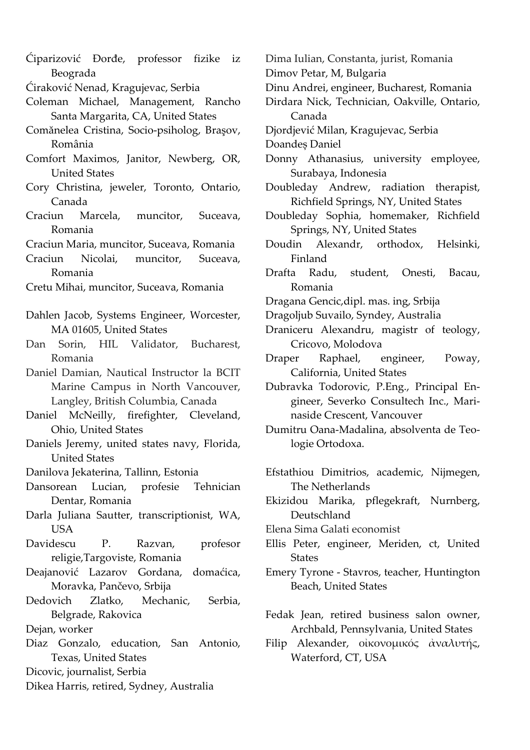Ćiparizović Đorđe, professor fizike iz Beograda

Ćiraković Nenad, Kragujevac, Serbia

Coleman Michael, Management, Rancho Santa Margarita, CA, United States

Comănelea Cristina, Socio-psiholog, Braşov, România

Comfort Maximos, Janitor, Newberg, OR, United States

Cory Christina, jeweler, Toronto, Ontario, Canada

Craciun Marcela, muncitor, Suceava, Romania

Craciun Maria, muncitor, Suceava, Romania

Craciun Nicolai, muncitor, Suceava, Romania

Cretu Mihai, muncitor, Suceava, Romania

Dahlen Jacob, Systems Engineer, Worcester, MA 01605, United States

Dan Sorin, HIL Validator, Bucharest, Romania

Daniel Damian, Nautical Instructor la BCIT Marine Campus in North Vancouver, Langley, British Columbia, Canada

Daniel McNeilly, firefighter, Cleveland, Ohio, United States

Daniels Jeremy, united states navy, Florida, United States

Danilova Jekaterina, Tallinn, Estonia

Dansorean Lucian, profesie Tehnician Dentar, Romania

Darla Juliana Sautter, transcriptionist, WA, USA

Davidescu P. Razvan, profesor religie,Targoviste, Romania

Deajanović Lazarov Gordana, domaćica, Moravka, Pančevo, Srbija

Dedovich Zlatko, Mechanic, Serbia, Belgrade, Rakovica

Dejan, worker

Diaz Gonzalo, education, San Antonio, Texas, United States

Dicovic, journalist, Serbia

Dikea Harris, retired, Sydney, Australia

Dima Iulian, Constanta, jurist, Romania

Dimov Petar, M, Bulgaria

Dinu Andrei, engineer, Bucharest, Romania

Dirdara Nick, Technician, Oakville, Ontario, Canada

Djordjević Milan, Kragujevac, Serbia

Doandeș Daniel

Donny Athanasius, university employee, Surabaya, Indonesia

Doubleday Andrew, radiation therapist, Richfield Springs, NY, United States

Doubleday Sophia, homemaker, Richfield Springs, NY, United States

Doudin Alexandr, orthodox, Helsinki, Finland

Drafta Radu, student, Onesti, Bacau, Romania

Dragana Gencic,dipl. mas. ing, Srbija

Dragoljub Suvailo, Syndey, Australia

Draniceru Alexandru, magistr of teology, Cricovo, Molodova

Draper Raphael, engineer, Poway, California, United States

Dubravka Todorovic, P.Eng., Principal Engineer, Severko Consultech Inc., Marinaside Crescent, Vancouver

Dumitru Oana-Madalina, absolventa de Teologie Ortodoxa.

Efstathiou Dimitrios, academic, Nijmegen, The Netherlands

Ekizidou Marika, pflegekraft, Nurnberg, Deutschland

Elena Sima Galati economist

Ellis Peter, engineer, Meriden, ct, United States

Emery Tyrone - Stavros, teacher, Huntington Beach, United States

Fedak Jean, retired business salon owner, Archbald, Pennsylvania, United States

Filip Alexander, οἰκονομικός ἀναλυτής, Waterford, CT, USA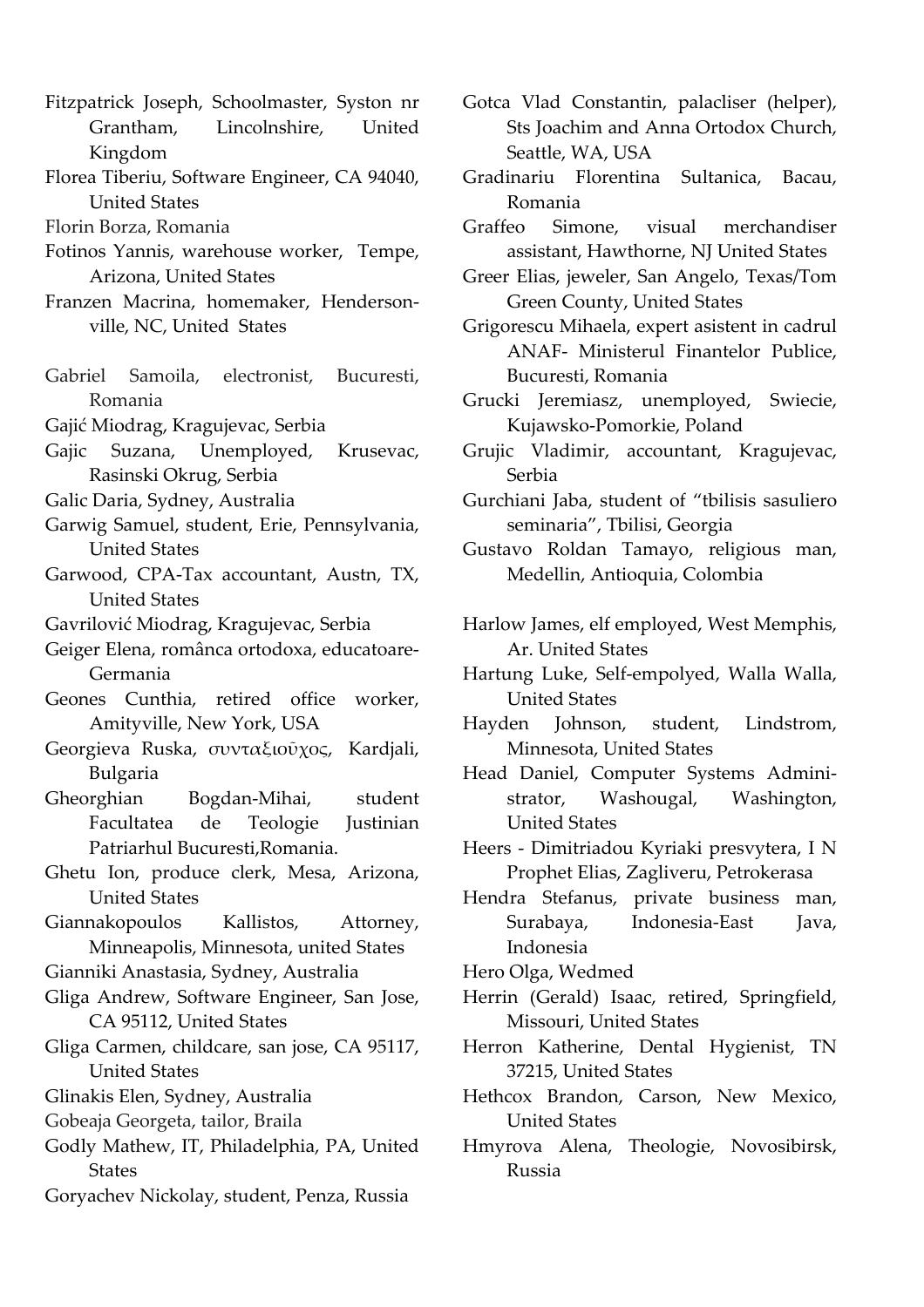Fitzpatrick Joseph, Schoolmaster, Syston nr Grantham, Lincolnshire, United Kingdom

Florea Tiberiu, Software Engineer, CA 94040, United States

Florin Borza, Romania

Fotinos Yannis, warehouse worker, Tempe, Arizona, United States

Franzen Macrina, homemaker, Hendersonville, NC, United States

Gabriel Samoila, electronist, Bucuresti, Romania

Gajić Miodrag, Kragujevac, Serbia

Gajic Suzana, Unemployed, Krusevac, Rasinski Okrug, Serbia

Galic Daria, Sydney, Australia

Garwig Samuel, student, Erie, Pennsylvania, United States

Garwood, CPA-Tax accountant, Austn, TX, United States

Gavrilović Miodrag, Kragujevac, Serbia

Geiger Elena, românca ortodoxa, educatoare-Germania

Geones Cunthia, retired office worker, Amityville, New York, USA

Georgieva Ruska, συνταξιοῦχος, Kardjali, Bulgaria

Gheorghian Bogdan-Mihai, student Facultatea de Teologie Justinian Patriarhul Bucuresti,Romania.

Ghetu Ion, produce clerk, Mesa, Arizona, United States

Giannakopoulos Kallistos, Attorney, Minneapolis, Minnesota, united States

Gianniki Anastasia, Sydney, Australia

Gliga Andrew, Software Engineer, San Jose, CA 95112, United States

Gliga Carmen, childcare, san jose, CA 95117, United States

Glinakis Elen, Sydney, Australia

Gobeaja Georgeta, tailor, Braila

Godly Mathew, IT, Philadelphia, PA, United States

Goryachev Nickolay, student, Penza, Russia

Gotca Vlad Constantin, palacliser (helper), Sts Joachim and Anna Ortodox Church, Seattle, WA, USA

Gradinariu Florentina Sultanica, Bacau, Romania

Graffeo Simone, visual merchandiser assistant, Hawthorne, NJ United States

Greer Elias, jeweler, San Angelo, Texas/Tom Green County, United States

Grigorescu Mihaela, expert asistent in cadrul ANAF- Ministerul Finantelor Publice, Bucuresti, Romania

Grucki Jeremiasz, unemployed, Swiecie, Kujawsko-Pomorkie, Poland

Grujic Vladimir, accountant, Kragujevac, Serbia

Gurchiani Jaba, student of "tbilisis sasuliero seminaria", Tbilisi, Georgia

Gustavo Roldan Tamayo, religious man, Medellin, Antioquia, Colombia

Harlow James, elf employed, West Memphis, Ar. United States

Hartung Luke, Self-empolyed, Walla Walla, United States

Hayden Johnson, student, Lindstrom, Minnesota, United States

Head Daniel, Computer Systems Administrator, Washougal, Washington, United States

Heers - Dimitriadou Kyriaki presvytera, I N Prophet Elias, Zagliveru, Petrokerasa

Hendra Stefanus, private business man, Surabaya, Indonesia-East Java, Indonesia

Hero Olga, Wedmed

Herrin (Gerald) Isaac, retired, Springfield, Missouri, United States

Herron Katherine, Dental Hygienist, TN 37215, United States

Hethcox Brandon, Carson, New Mexico, United States

Hmyrova Alena, Theologie, Novosibirsk, Russia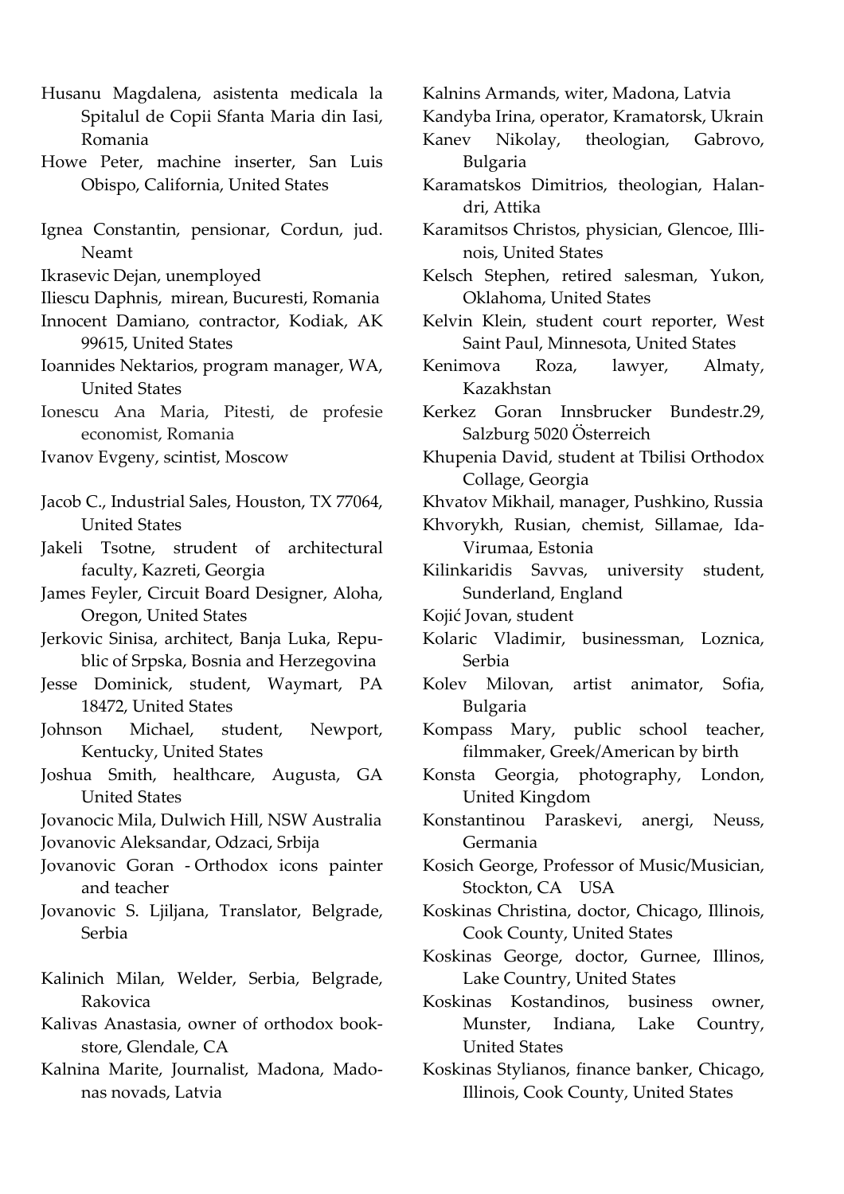Husanu Magdalena, asistenta medicala la Spitalul de Copii Sfanta Maria din Iasi, Romania

Howe Peter, machine inserter, San Luis Obispo, California, United States

Ignea Constantin, pensionar, Cordun, jud. Neamt

Ikrasevic Dejan, unemployed

Iliescu Daphnis, mirean, Bucuresti, Romania

Innocent Damiano, contractor, Kodiak, AK 99615, United States

Ioannides Nektarios, program manager, WA, United States

Ionescu Ana Maria, Pitesti, de profesie economist, Romania

Ivanov Evgeny, scintist, Moscow

Jacob C., Industrial Sales, Houston, TX 77064, United States

Jakeli Tsotne, strudent of architectural faculty, Kazreti, Georgia

James Feyler, Circuit Board Designer, Aloha, Oregon, United States

Jerkovic Sinisa, architect, Banja Luka, Republic of Srpska, Bosnia and Herzegovina

Jesse Dominick, student, Waymart, PA 18472, United States

Johnson Michael, student, Newport, Kentucky, United States

Joshua Smith, healthcare, Augusta, GA United States

Jovanocic Mila, Dulwich Hill, NSW Australia

Jovanovic Aleksandar, Odzaci, Srbija

Jovanovic Goran - Orthodox icons painter and teacher

Jovanovic S. Ljiljana, Translator, Belgrade, Serbia

Kalinich Milan, Welder, Serbia, Belgrade, Rakovica

Kalivas Anastasia, owner of orthodox bookstore, Glendale, CA

Kalnina Marite, Journalist, Madona, Madonas novads, Latvia

Kalnins Armands, witer, Madona, Latvia

Kandyba Irina, operator, Kramatorsk, Ukrain

Kanev Nikolay, theologian, Gabrovo, Bulgaria

Karamatskos Dimitrios, theologian, Halandri, Attika

Karamitsos Christos, physician, Glencoe, Illinois, United States

Kelsch Stephen, retired salesman, Yukon, Oklahoma, United States

Kelvin Klein, student court reporter, West Saint Paul, Minnesota, United States

Kenimova Roza, lawyer, Almaty, Kazakhstan

Kerkez Goran Innsbrucker Bundestr.29, Salzburg 5020 Österreich

Khupenia David, student at Tbilisi Orthodox Collage, Georgia

Khvatov Mikhail, manager, Pushkino, Russia

Khvorykh, Rusian, chemist, Sillamae, Ida-Virumaa, Estonia

Kilinkaridis Savvas, university student, Sunderland, England

Kojić Jovan, student

Kolaric Vladimir, businessman, Loznica, Serbia

Kolev Milovan, artist animator, Sofia, Bulgaria

Kompass Mary, public school teacher, filmmaker, Greek/American by birth

Konsta Georgia, photography, London, United Kingdom

Konstantinou Paraskevi, anergi, Neuss, Germania

Kosich George, Professor of Music/Musician, Stockton, CA USA

Koskinas Christina, doctor, Chicago, Illinois, Cook County, United States

Koskinas George, doctor, Gurnee, Illinos, Lake Country, United States

Koskinas Kostandinos, business owner, Munster, Indiana, Lake Country, United States

Koskinas Stylianos, finance banker, Chicago, Illinois, Cook County, United States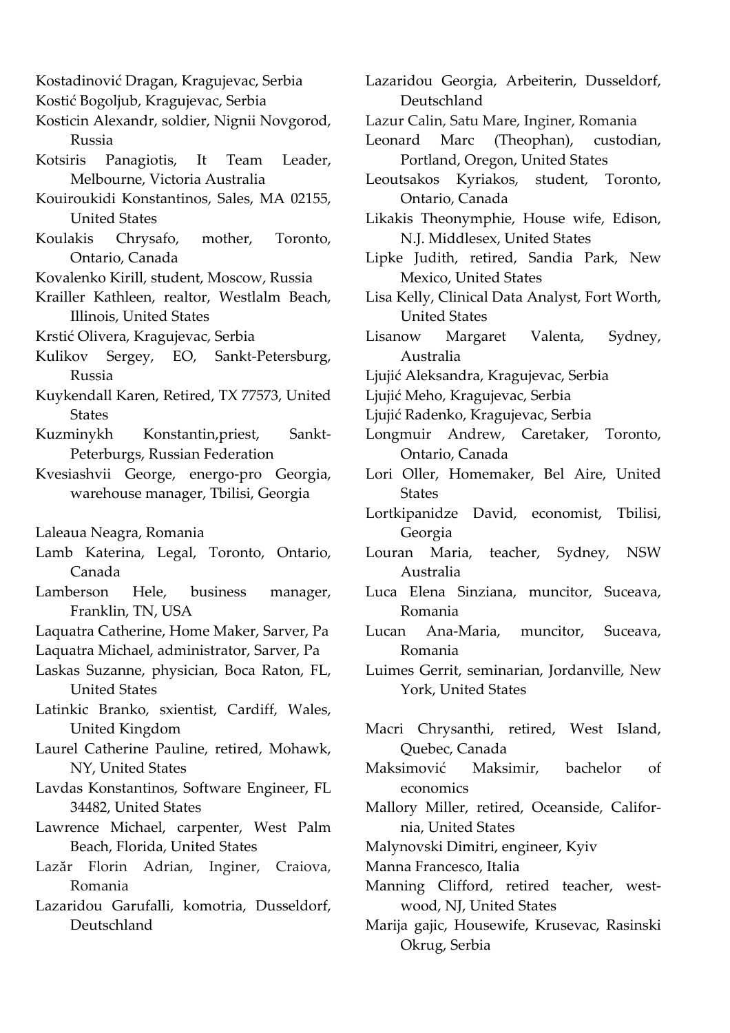Kostadinović Dragan, Kragujevac, Serbia

Kostić Bogoljub, Kragujevac, Serbia

Kosticin Alexandr, soldier, Nignii Novgorod, Russia

Kotsiris Panagiotis, It Team Leader, Melbourne, Victoria Australia

Kouiroukidi Konstantinos, Sales, MA 02155, United States

Koulakis Chrysafo, mother, Toronto, Ontario, Canada

Kovalenko Kirill, student, Moscow, Russia

Krailler Kathleen, realtor, Westlalm Beach, Illinois, United States

Krstić Olivera, Kragujevac, Serbia

Kulikov Sergey, EO, Sankt-Petersburg, Russia

Kuykendall Karen, Retired, TX 77573, United States

Kuzminykh Konstantin,priest, Sankt-Peterburgs, Russian Federation

Kvesiashvii George, energo-pro Georgia, warehouse manager, Tbilisi, Georgia

Laleaua Neagra, Romania

Lamb Katerina, Legal, Toronto, Ontario, Canada

Lamberson Hele, business manager, Franklin, TN, USA

Laquatra Catherine, Home Maker, Sarver, Pa

Laquatra Michael, administrator, Sarver, Pa

Laskas Suzanne, physician, Boca Raton, FL, United States

Latinkic Branko, sxientist, Cardiff, Wales, United Kingdom

Laurel Catherine Pauline, retired, Mohawk, NY, United States

Lavdas Konstantinos, Software Engineer, FL 34482, United States

Lawrence Michael, carpenter, West Palm Beach, Florida, United States

Lazăr Florin Adrian, Inginer, Craiova, Romania

Lazaridou Garufalli, komotria, Dusseldorf, Deutschland

Lazaridou Georgia, Arbeiterin, Dusseldorf, Deutschland

Lazur Calin, Satu Mare, Inginer, Romania

Leonard Marc (Theophan), custodian, Portland, Oregon, United States

Leoutsakos Kyriakos, student, Toronto, Ontario, Canada

Likakis Theonymphie, House wife, Edison, N.J. Middlesex, United States

Lipke Judith, retired, Sandia Park, New Mexico, United States

Lisa Kelly, Clinical Data Analyst, Fort Worth, United States

Lisanow Margaret Valenta, Sydney, Australia

Ljujić Aleksandra, Kragujevac, Serbia

Ljujić Meho, Kragujevac, Serbia

Ljujić Radenko, Kragujevac, Serbia

Longmuir Andrew, Caretaker, Toronto, Ontario, Canada

Lori Oller, Homemaker, Bel Aire, United States

Lortkipanidze David, economist, Tbilisi, Georgia

Louran Maria, teacher, Sydney, NSW Australia

Luca Elena Sinziana, muncitor, Suceava, Romania

Lucan Ana-Maria, muncitor, Suceava, Romania

Luimes Gerrit, seminarian, Jordanville, New York, United States

Macri Chrysanthi, retired, West Island, Quebec, Canada

Maksimović Maksimir, bachelor of economics

Mallory Miller, retired, Oceanside, California, United States

Malynovski Dimitri, engineer, Kyiv

Manna Francesco, Italia

Manning Clifford, retired teacher, westwood, NJ, United States

Marija gajic, Housewife, Krusevac, Rasinski Okrug, Serbia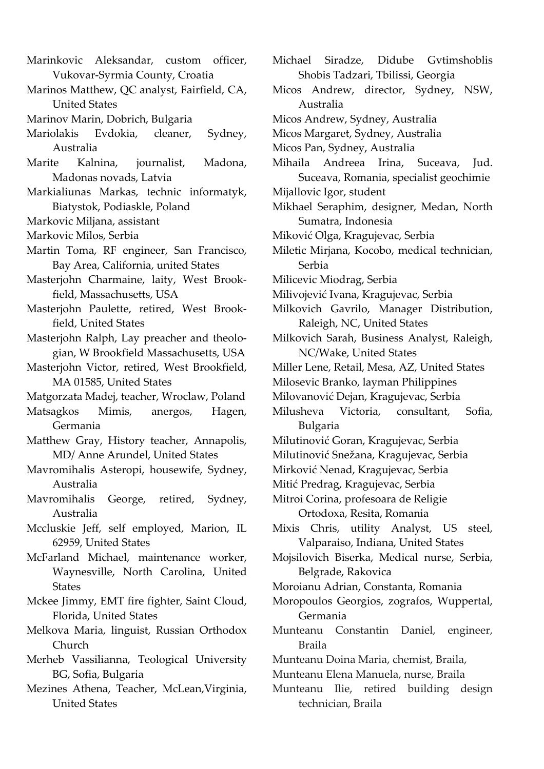Marinkovic Aleksandar, custom officer, Vukovar-Syrmia County, Croatia

Marinos Matthew, QC analyst, Fairfield, CA, United States

Marinov Marin, Dobrich, Bulgaria

Mariolakis Evdokia, cleaner, Sydney, Australia

Marite Kalnina, journalist, Madona, Madonas novads, Latvia

Markialiunas Markas, technic informatyk, Biatystok, Podiaskle, Poland

Markovic Miljana, assistant

Markovic Milos, Serbia

Martin Toma, RF engineer, San Francisco, Bay Area, California, united States

Masterjohn Charmaine, laity, West Brookfield, Massachusetts, USA

Masterjohn Paulette, retired, West Brookfield, United States

Masterjohn Ralph, Lay preacher and theologian, W Brookfield Massachusetts, USA

Masterjohn Victor, retired, West Brookfield, MA 01585, United States

Matgorzata Madej, teacher, Wroclaw, Poland

Matsagkos Mimis, anergos, Hagen, Germania

Matthew Gray, History teacher, Annapolis, MD/ Anne Arundel, United States

Mavromihalis Asteropi, housewife, Sydney, Australia

Mavromihalis George, retired, Sydney, Australia

Mccluskie Jeff, self employed, Marion, IL 62959, United States

McFarland Michael, maintenance worker, Waynesville, North Carolina, United States

Mckee Jimmy, EMT fire fighter, Saint Cloud, Florida, United States

Melkova Maria, linguist, Russian Orthodox Church

Merheb Vassilianna, Teological University BG, Sofia, Bulgaria

Mezines Athena, Teacher, McLean,Virginia, United States

Michael Siradze, Didube Gvtimshoblis Shobis Tadzari, Tbilissi, Georgia

Micos Andrew, director, Sydney, NSW, Australia

Micos Andrew, Sydney, Australia

Micos Margaret, Sydney, Australia

Micos Pan, Sydney, Australia

Mihaila Andreea Irina, Suceava, Jud. Suceava, Romania, specialist geochimie

Mijallovic Igor, student

Mikhael Seraphim, designer, Medan, North Sumatra, Indonesia

Miković Olga, Kragujevac, Serbia

Miletic Mirjana, Kocobo, medical technician, Serbia

Milicevic Miodrag, Serbia

Milivojević Ivana, Kragujevac, Serbia

Milkovich Gavrilo, Manager Distribution, Raleigh, NC, United States

Milkovich Sarah, Business Analyst, Raleigh, NC/Wake, United States

Miller Lene, Retail, Mesa, AZ, United States

Milosevic Branko, layman Philippines

Milovanović Dejan, Kragujevac, Serbia

Milusheva Victoria, consultant, Sofia, Bulgaria

Milutinović Goran, Kragujevac, Serbia

Milutinović Snežana, Kragujevac, Serbia

Mirković Nenad, Kragujevac, Serbia

Mitić Predrag, Kragujevac, Serbia

Mitroi Corina, profesoara de Religie Ortodoxa, Resita, Romania

Mixis Chris, utility Analyst, US steel, Valparaiso, Indiana, United States

Mojsilovich Biserka, Medical nurse, Serbia, Belgrade, Rakovica

Moroianu Adrian, Constanta, Romania

Moropoulos Georgios, zografos, Wuppertal, Germania

Munteanu Constantin Daniel, engineer, Braila

Munteanu Doina Maria, chemist, Braila,

Munteanu Elena Manuela, nurse, Braila

Munteanu Ilie, retired building design technician, Braila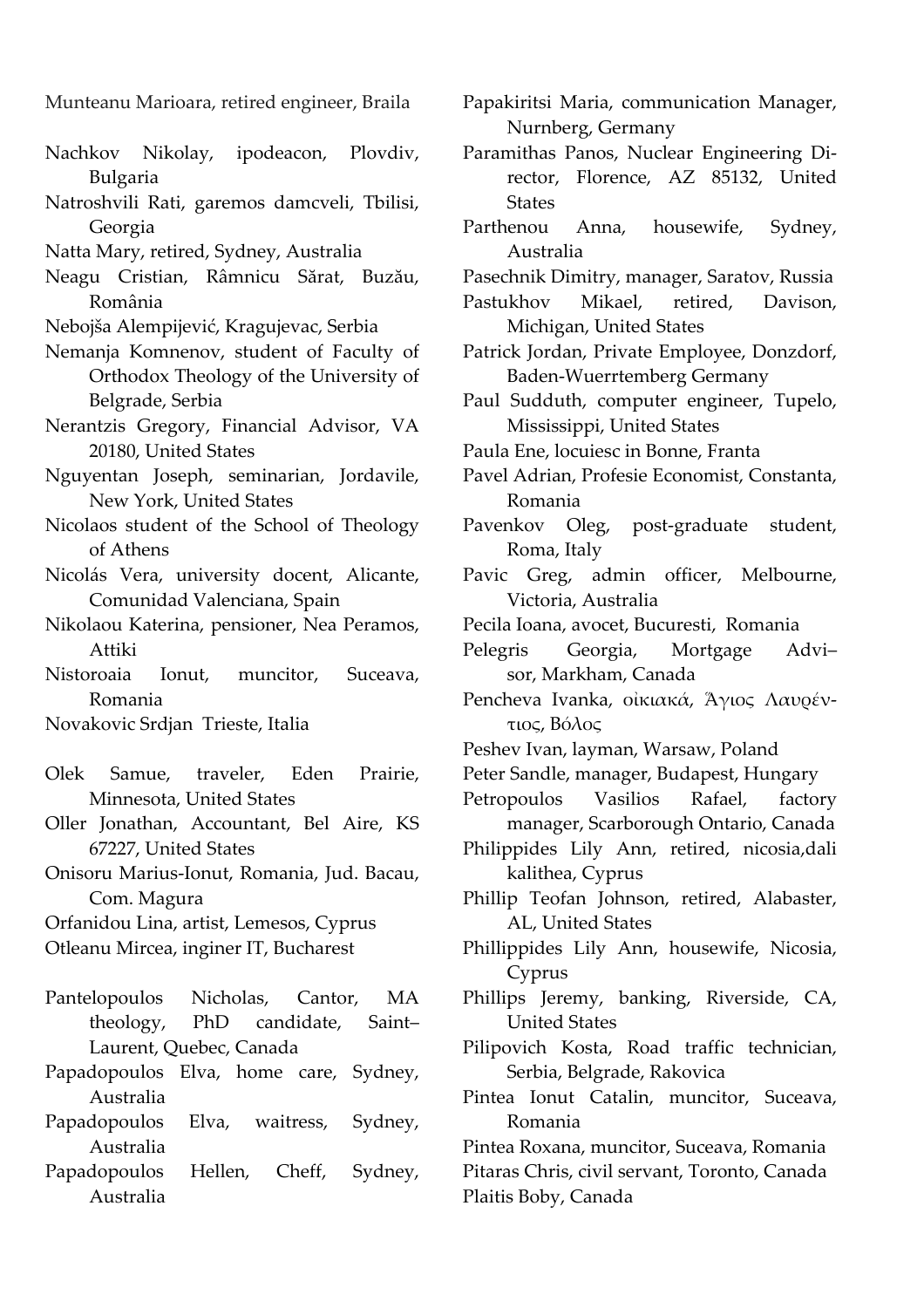Munteanu Marioara, retired engineer, Braila

Nachkov Nikolay, ipodeacon, Plovdiv, Bulgaria

Natroshvili Rati, garemos damcveli, Tbilisi, Georgia

Natta Mary, retired, Sydney, Australia

Neagu Cristian, Râmnicu Sărat, Buzău, România

Nebojša Alempijević, Kragujevac, Serbia

Nemanja Komnenov, student of Faculty of Orthodox Theology of the University of Belgrade, Serbia

Nerantzis Gregory, Financial Advisor, VA 20180, United States

Nguyentan Joseph, seminarian, Jordavile, New York, United States

Nicolaos student of the School of Theology of Athens

Nicolás Vera, university docent, Alicante, Comunidad Valenciana, Spain

Nikolaou Katerina, pensioner, Nea Peramos, Attiki

Nistoroaia Ionut, muncitor, Suceava, Romania

Novakovic Srdjan Trieste, Italia

Olek Samue, traveler, Eden Prairie, Minnesota, United States

Oller Jonathan, Accountant, Bel Aire, KS 67227, United States

Onisoru Marius-Ionut, Romania, Jud. Bacau, Com. Magura

Orfanidou Lina, artist, Lemesos, Cyprus

Otleanu Mircea, inginer IT, Bucharest

Pantelopoulos Nicholas, Cantor, MA theology, PhD candidate, Saint–Laurent, Quebec, Canada

Papadopoulos Elva, home care, Sydney, Australia

Papadopoulos Elva, waitress, Sydney, Australia

Papadopoulos Hellen, Cheff, Sydney, Australia

Papakiritsi Maria, communication Manager, Nurnberg, Germany

Paramithas Panos, Nuclear Engineering Director, Florence, AZ 85132, United States

Parthenou Anna, housewife, Sydney, Australia

Pasechnik Dimitry, manager, Saratov, Russia

Pastukhov Mikael, retired, Davison, Michigan, United States

Patrick Jordan, Private Employee, Donzdorf, Baden-Wuerrtemberg Germany

Paul Sudduth, computer engineer, Tupelo, Mississippi, United States

Paula Ene, locuiesc in Bonne, Franta

Pavel Adrian, Profesie Economist, Constanta, Romania

Pavenkov Oleg, post-graduate student, Roma, Italy

Pavic Greg, admin officer, Melbourne, Victoria, Australia

Pecila Ioana, avocet, Bucuresti, Romania

Pelegris Georgia, Mortgage Advi–sor, Markham, Canada

Pencheva Ivanka, οἰκιακά, Ἅγιος Λαυρέντιος, Βόλος

Peshev Ivan, layman, Warsaw, Poland

Peter Sandle, manager, Budapest, Hungary

Petropoulos Vasilios Rafael, factory manager, Scarborough Ontario, Canada

Philippides Lily Ann, retired, nicosia,dali kalithea, Cyprus

Phillip Teofan Johnson, retired, Alabaster, AL, United States

Phillippides Lily Ann, housewife, Nicosia, Cyprus

Phillips Jeremy, banking, Riverside, CA, United States

Pilipovich Kosta, Road traffic technician, Serbia, Belgrade, Rakovica

Pintea Ionut Catalin, muncitor, Suceava, Romania

Pintea Roxana, muncitor, Suceava, Romania

Pitaras Chris, civil servant, Toronto, Canada

Plaitis Boby, Canada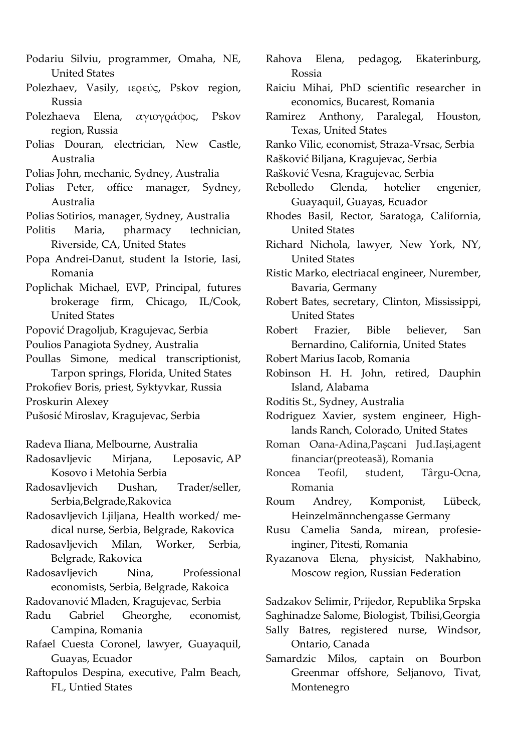Podariu Silviu, programmer, Omaha, NE, United States

Polezhaev, Vasily, ιερεύς, Pskov region, Russia

Polezhaeva Elena, αγιογράφος, Pskov region, Russia

Polias Douran, electrician, New Castle, Australia

Polias John, mechanic, Sydney, Australia

Polias Peter, office manager, Sydney, Australia

Polias Sotirios, manager, Sydney, Australia

Politis Maria, pharmacy technician, Riverside, CA, United States

Popa Andrei-Danut, student la Istorie, Iasi, Romania

Poplichak Michael, EVP, Principal, futures brokerage firm, Chicago, IL/Cook, United States

Popović Dragoljub, Kragujevac, Serbia

Poulios Panagiota Sydney, Australia

Poullas Simone, medical transcriptionist, Tarpon springs, Florida, United States

Prokofiev Boris, priest, Syktyvkar, Russia

Proskurin Alexey

Pušosić Miroslav, Kragujevac, Serbia

Radeva Iliana, Melbourne, Australia

Radosavljevic Mirjana, Leposavic, AP Kosovo i Metohia Serbia

Radosavljevich Dushan, Trader/seller, Serbia,Belgrade,Rakovica

Radosavljevich Ljiljana, Health worked/ medical nurse, Serbia, Belgrade, Rakovica

Radosavljevich Milan, Worker, Serbia, Belgrade, Rakovica

Radosavljevich Nina, Professional economists, Serbia, Belgrade, Rakoica

Radovanović Mladen, Kragujevac, Serbia

Radu Gabriel Gheorghe, economist, Campina, Romania

Rafael Cuesta Coronel, lawyer, Guayaquil, Guayas, Ecuador

Raftopulos Despina, executive, Palm Beach, FL, Untied States

Rahova Elena, pedagog, Ekaterinburg, Rossia

Raiciu Mihai, PhD scientific researcher in economics, Bucarest, Romania

Ramirez Anthony, Paralegal, Houston, Texas, United States

Ranko Vilic, economist, Straza-Vrsac, Serbia

Rašković Biljana, Kragujevac, Serbia

Rašković Vesna, Kragujevac, Serbia

Rebolledo Glenda, hotelier engenier, Guayaquil, Guayas, Ecuador

Rhodes Basil, Rector, Saratoga, California, United States

Richard Nichola, lawyer, New York, NY, United States

Ristic Marko, electriacal engineer, Nurember, Bavaria, Germany

Robert Bates, secretary, Clinton, Mississippi, United States

Robert Frazier, Bible believer, San Bernardino, California, United States

Robert Marius Iacob, Romania

Robinson H. H. John, retired, Dauphin Island, Alabama

Roditis St., Sydney, Australia

Rodriguez Xavier, system engineer, Highlands Ranch, Colorado, United States

Roman Oana-Adina,Pașcani Jud.Iași,agent financiar(preoteasă), Romania

Roncea Teofil, student, Târgu-Ocna, Romania

Roum Andrey, Komponist, Lübeck, Heinzelmännchengasse Germany

Rusu Camelia Sanda, mirean, profesie-inginer, Pitesti, Romania

Ryazanova Elena, physicist, Nakhabino, Moscow region, Russian Federation

Sadzakov Selimir, Prijedor, Republika Srpska

Saghinadze Salome, Biologist, Tbilisi,Georgia

Sally Batres, registered nurse, Windsor, Ontario, Canada

Samardzic Milos, captain on Bourbon Greenmar offshore, Seljanovo, Tivat, Montenegro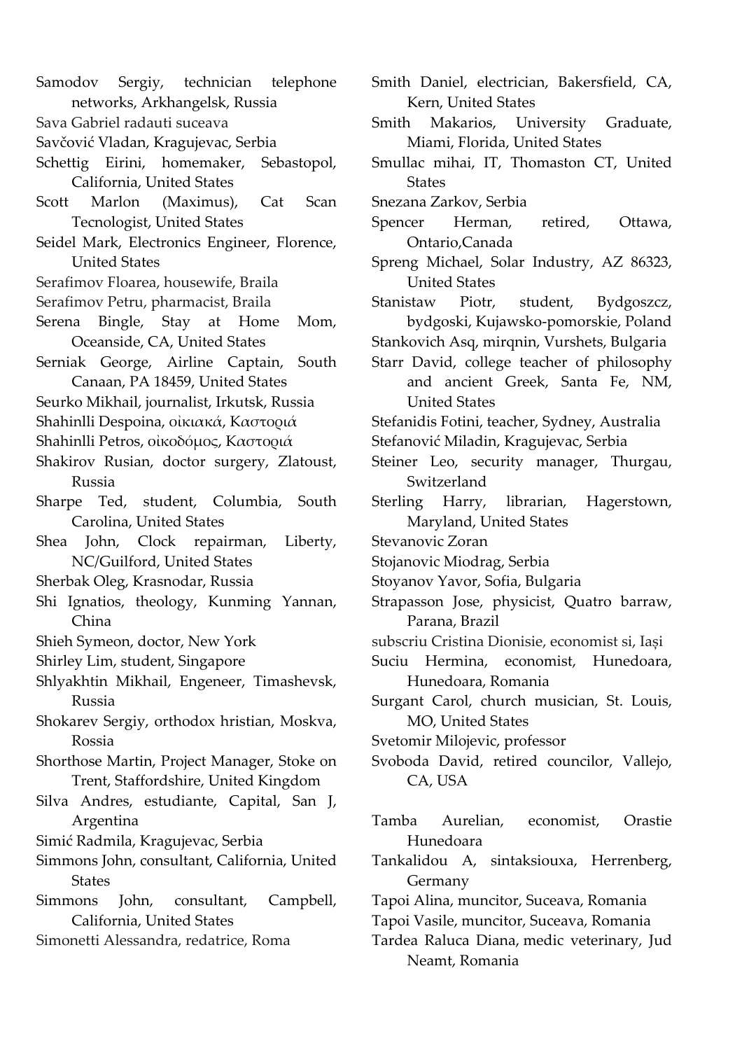Samodov Sergiy, technician telephone networks, Arkhangelsk, Russia

Sava Gabriel radauti suceava

Savčović Vladan, Kragujevac, Serbia

Schettig Eirini, homemaker, Sebastopol, California, United States

Scott Marlon (Maximus), Cat Scan Tecnologist, United States

Seidel Mark, Electronics Engineer, Florence, United States

Serafimov Floarea, housewife, Braila

Serafimov Petru, pharmacist, Braila

Serena Bingle, Stay at Home Mom, Oceanside, CA, United States

Serniak George, Airline Captain, South Canaan, PA 18459, United States

Seurko Mikhail, journalist, Irkutsk, Russia

Shahinlli Despoina, οἰκιακά, Καστοριά

Shahinlli Petros, οἰκοδόμος, Καστοριά

Shakirov Rusian, doctor surgery, Zlatoust, Russia

Sharpe Ted, student, Columbia, South Carolina, United States

Shea John, Clock repairman, Liberty, NC/Guilford, United States

Sherbak Oleg, Krasnodar, Russia

Shi Ignatios, theology, Kunming Yannan, China

Shieh Symeon, doctor, New York

Shirley Lim, student, Singapore

Shlyakhtin Mikhail, Engeneer, Timashevsk, Russia

Shokarev Sergiy, orthodox hristian, Moskva, Rossia

Shorthose Martin, Project Manager, Stoke on Trent, Staffordshire, United Kingdom

Silva Andres, estudiante, Capital, San J, Argentina

Simić Radmila, Kragujevac, Serbia

Simmons John, consultant, California, United States

Simmons John, consultant, Campbell, California, United States

Simonetti Alessandra, redatrice, Roma

Smith Daniel, electrician, Bakersfield, CA, Kern, United States

Smith Makarios, University Graduate, Miami, Florida, United States

Smullac mihai, IT, Thomaston CT, United States

Snezana Zarkov, Serbia

Spencer Herman, retired, Ottawa, Ontario,Canada

Spreng Michael, Solar Industry, AZ 86323, United States

Stanistaw Piotr, student, Bydgoszcz, bydgoski, Kujawsko-pomorskie, Poland

Stankovich Asq, mirqnin, Vurshets, Bulgaria

Starr David, college teacher of philosophy and ancient Greek, Santa Fe, NM, United States

Stefanidis Fotini, teacher, Sydney, Australia

Stefanović Miladin, Kragujevac, Serbia

Steiner Leo, security manager, Thurgau, Switzerland

Sterling Harry, librarian, Hagerstown, Maryland, United States

Stevanovic Zoran

Stojanovic Miodrag, Serbia

Stoyanov Yavor, Sofia, Bulgaria

Strapasson Jose, physicist, Quatro barraw, Parana, Brazil

subscriu Cristina Dionisie, economist si, Iași

Suciu Hermina, economist, Hunedoara, Hunedoara, Romania

Surgant Carol, church musician, St. Louis, MO, United States

Svetomir Milojevic, professor

Svoboda David, retired councilor, Vallejo, CA, USA

Tamba Aurelian, economist, Orastie Hunedoara

Tankalidou A, sintaksiouxa, Herrenberg, Germany

Tapoi Alina, muncitor, Suceava, Romania

Tapoi Vasile, muncitor, Suceava, Romania

Tardea Raluca Diana, medic veterinary, Jud Neamt, Romania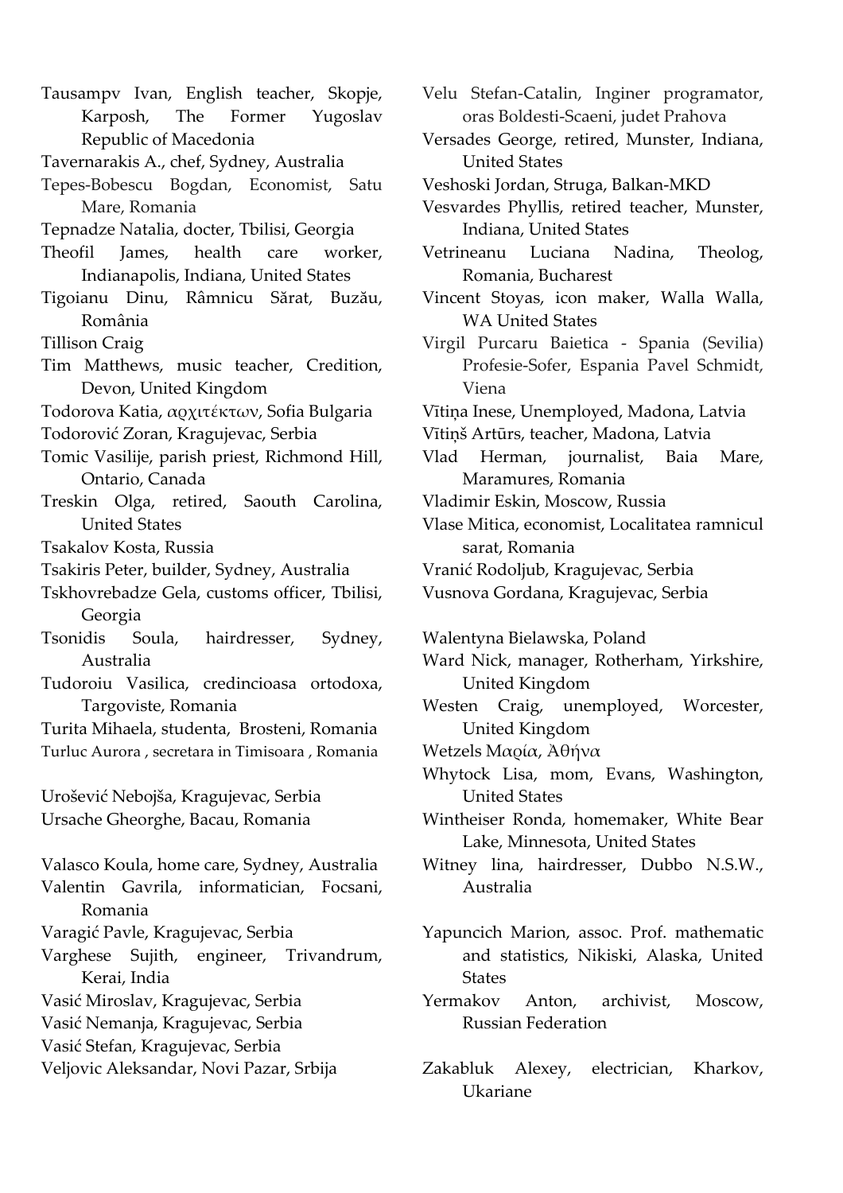Tausampv Ivan, English teacher, Skopje, Karposh, The Former Yugoslav Republic of Macedonia
Tavernarakis A., chef, Sydney, Australia
Tepes-Bobescu Bogdan, Economist, Satu Mare, Romania
Tepnadze Natalia, docter, Tbilisi, Georgia
Theofil James, health care worker, Indianapolis, Indiana, United States
Tigoianu Dinu, Râmnicu Sărat, Buzău, România
Tillison Craig
Tim Matthews, music teacher, Credition, Devon, United Kingdom
Todorova Katia, αρχιτέκτων, Sofia Bulgaria
Todorović Zoran, Kragujevac, Serbia
Tomic Vasilije, parish priest, Richmond Hill, Ontario, Canada
Treskin Olga, retired, Saouth Carolina, United States
Tsakalov Kosta, Russia
Tsakiris Peter, builder, Sydney, Australia
Tskhovrebadze Gela, customs officer, Tbilisi, Georgia
Tsonidis Soula, hairdresser, Sydney, Australia
Tudoroiu Vasilica, credincioasa ortodoxa, Targoviste, Romania
Turita Mihaela, studenta, Brosteni, Romania
Turluc Aurora , secretara in Timisoara , Romania

Urošević Nebojša, Kragujevac, Serbia
Ursache Gheorghe, Bacau, Romania

Valasco Koula, home care, Sydney, Australia
Valentin Gavrila, informatician, Focsani, Romania
Varagić Pavle, Kragujevac, Serbia
Varghese Sujith, engineer, Trivandrum, Kerai, India
Vasić Miroslav, Kragujevac, Serbia
Vasić Nemanja, Kragujevac, Serbia
Vasić Stefan, Kragujevac, Serbia
Veljovic Aleksandar, Novi Pazar, Srbija
Velu Stefan-Catalin, Inginer programator, oras Boldesti-Scaeni, judet Prahova
Versades George, retired, Munster, Indiana, United States
Veshoski Jordan, Struga, Balkan-MKD
Vesvardes Phyllis, retired teacher, Munster, Indiana, United States
Vetrineanu Luciana Nadina, Theolog, Romania, Bucharest
Vincent Stoyas, icon maker, Walla Walla, WA United States
Virgil Purcaru Baietica - Spania (Sevilia) Profesie-Sofer, Espania Pavel Schmidt, Viena
Vītiņa Inese, Unemployed, Madona, Latvia
Vītiņš Artūrs, teacher, Madona, Latvia
Vlad Herman, journalist, Baia Mare, Maramures, Romania
Vladimir Eskin, Moscow, Russia
Vlase Mitica, economist, Localitatea ramnicul sarat, Romania
Vranić Rodoljub, Kragujevac, Serbia
Vusnova Gordana, Kragujevac, Serbia

Walentyna Bielawska, Poland
Ward Nick, manager, Rotherham, Yirkshire, United Kingdom
Westen Craig, unemployed, Worcester, United Kingdom
Wetzels Μαρία, Ἀθήνα
Whytock Lisa, mom, Evans, Washington, United States
Wintheiser Ronda, homemaker, White Bear Lake, Minnesota, United States
Witney lina, hairdresser, Dubbo N.S.W., Australia

Yapuncich Marion, assoc. Prof. mathematic and statistics, Nikiski, Alaska, United States
Yermakov Anton, archivist, Moscow, Russian Federation

Zakabluk Alexey, electrician, Kharkov, Ukariane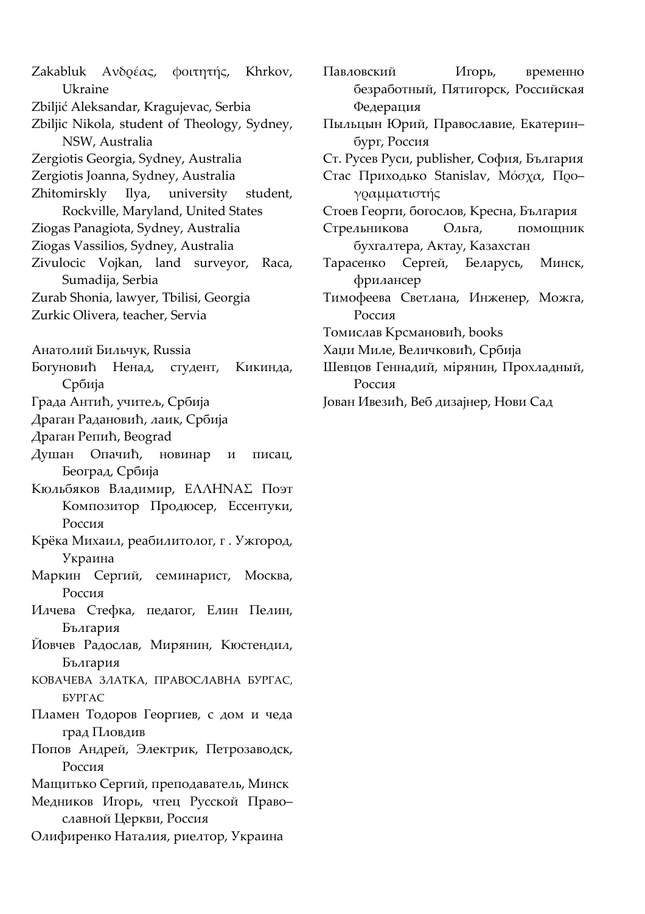Zakabluk Ανδρέας, φοιτητής, Khrkov, Ukraine

Zbiljić Aleksandar, Kragujevac, Serbia

Zbiljic Nikola, student of Theology, Sydney, NSW, Australia

Zergiotis Georgia, Sydney, Australia

Zergiotis Joanna, Sydney, Australia

Zhitomirskly Ilya, university student, Rockville, Maryland, United States

Ziogas Panagiota, Sydney, Australia

Ziogas Vassilios, Sydney, Australia

Zivulocic Vojkan, land surveyor, Raca, Sumadija, Serbia

Zurab Shonia, lawyer, Tbilisi, Georgia

Zurkic Olivera, teacher, Servia

Анатолий Бильчук, Russia

Богуновић Ненад, студент, Кикинда, Србија

Града Антић, учитељ, Србија

Драган Радановић, лаик, Србија

Драган Репић, Beograd

Душан Опачић, новинар и писац, Београд, Србија

Кюльбяков Владимир, ΕΛΛΗΝΑΣ Поэт Композитор Продюсер, Ессентуки, Россия

Крёка Михаил, реабилитолог, г . Ужгород, Украина

Маркин Сергий, семинарист, Москва, Россия

Илчева Стефка, педагог, Елин Пелин, България

Йовчев Радослав, Мирянин, Кюстендил, България

КОВАЧЕВА ЗЛАТКА, ПРАВОСЛАВНА БУРГАС, БУРГАС

Пламен Тодоров Георгиев, с дом и чеда град Пловдив

Попов Андрей, Электрик, Петрозаводск, Россия

Мащитько Сергий, преподаватель, Минск

Медников Игорь, чтец Русской Право–славной Церкви, Россия

Олифиренко Наталия, риелтор, Украина

Павловский Игорь, временно безработный, Пятигорск, Российская Федерация

Пыльцын Юрий, Православие, Екатерин–бург, Россия

Ст. Русев Руси, publisher, София, България

Стас Приходько Stanislav, Μόσχα, Προ–γραμματιστής

Стоев Георги, богослов, Кресна, България

Стрельникова Ольга, помощник бухгалтера, Актау, Казахстан

Тарасенко Сергей, Беларусь, Минск, фрилансер

Тимофеева Светлана, Инженер, Можга, Россия

Томислав Крсмановић, books

Хаџи Миле, Величковић, Србија

Шевцов Геннадий, мірянин, Прохладный, Россия

Јован Ивезић, Веб дизајнер, Нови Сад